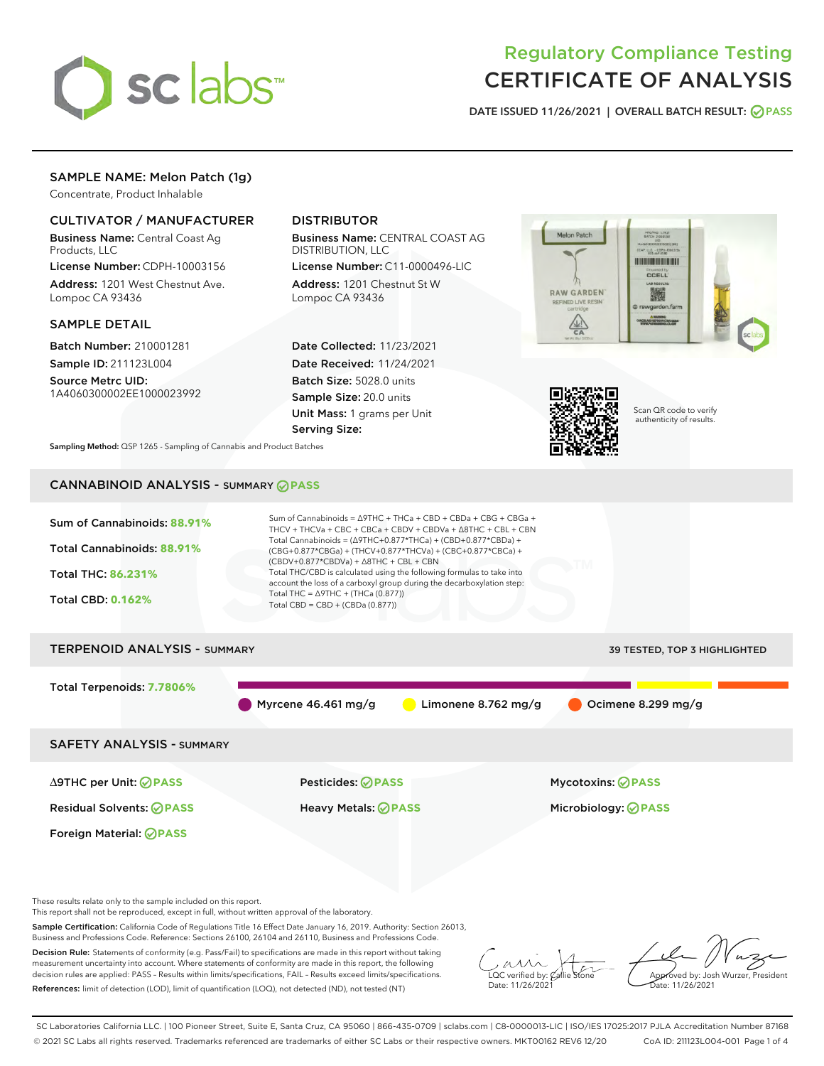# Regulatory Compliance Testing
# CERTIFICATE OF ANALYSIS

DATE ISSUED 11/26/2021 | OVERALL BATCH RESULT: PASS

## SAMPLE NAME: Melon Patch (1g)

Concentrate, Product Inhalable

### CULTIVATOR / MANUFACTURER

**Business Name:** Central Coast Ag Products, LLC
**License Number:** CDPH-10003156
**Address:** 1201 West Chestnut Ave. Lompoc CA 93436

### DISTRIBUTOR

**Business Name:** CENTRAL COAST AG DISTRIBUTION, LLC
**License Number:** C11-0000496-LIC
**Address:** 1201 Chestnut St W Lompoc CA 93436

### SAMPLE DETAIL

**Batch Number:** 210001281
**Sample ID:** 211123L004
**Source Metrc UID:** 1A4060300002EE1000023992

**Date Collected:** 11/23/2021
**Date Received:** 11/24/2021
**Batch Size:** 5028.0 units
**Sample Size:** 20.0 units
**Unit Mass:** 1 grams per Unit
**Serving Size:**

Scan QR code to verify authenticity of results.

**Sampling Method:** QSP 1265 - Sampling of Cannabis and Product Batches

## CANNABINOID ANALYSIS - SUMMARY PASS

**Sum of Cannabinoids:** 88.91%
**Total Cannabinoids:** 88.91%
**Total THC:** 86.231%
**Total CBD:** 0.162%

Sum of Cannabinoids = Δ9THC + THCa + CBD + CBDa + CBG + CBGa + THCV + THCVa + CBC + CBCa + CBDV + CBDVa + Δ8THC + CBL + CBN
Total Cannabinoids = (Δ9THC+0.877*THCa) + (CBD+0.877*CBDa) + (CBG+0.877*CBGa) + (THCV+0.877*THCVa) + (CBC+0.877*CBCa) + (CBDV+0.877*CBDVa) + Δ8THC + CBL + CBN
Total THC/CBD is calculated using the following formulas to take into account the loss of a carboxyl group during the decarboxylation step:
Total THC = Δ9THC + (THCa (0.877))
Total CBD = CBD + (CBDa (0.877))

## TERPENOID ANALYSIS - SUMMARY

39 TESTED, TOP 3 HIGHLIGHTED

**Total Terpenoids:** 7.7806%

Myrcene 46.461 mg/g | Limonene 8.762 mg/g | Ocimene 8.299 mg/g

## SAFETY ANALYSIS - SUMMARY

| | | |
|---|---|---|
| Δ9THC per Unit: PASS | Pesticides: PASS | Mycotoxins: PASS |
| Residual Solvents: PASS | Heavy Metals: PASS | Microbiology: PASS |
| Foreign Material: PASS | | |

These results relate only to the sample included on this report.
This report shall not be reproduced, except in full, without written approval of the laboratory.

**Sample Certification:** California Code of Regulations Title 16 Effect Date January 16, 2019. Authority: Section 26013, Business and Professions Code. Reference: Sections 26100, 26104 and 26110, Business and Professions Code.

**Decision Rule:** Statements of conformity (e.g. Pass/Fail) to specifications are made in this report without taking measurement uncertainty into account. Where statements of conformity are made in this report, the following decision rules are applied: PASS – Results within limits/specifications, FAIL – Results exceed limits/specifications.

**References:** limit of detection (LOD), limit of quantification (LOQ), not detected (ND), not tested (NT)

LQC verified by: Callie Stone
Date: 11/26/2021

Approved by: Josh Wurzer, President
Date: 11/26/2021

SC Laboratories California LLC. | 100 Pioneer Street, Suite E, Santa Cruz, CA 95060 | 866-435-0709 | sclabs.com | C8-0000013-LIC | ISO/IES 17025:2017 PJLA Accreditation Number 87168
© 2021 SC Labs all rights reserved. Trademarks referenced are trademarks of either SC Labs or their respective owners. MKT00162 REV6 12/20 CoA ID: 211123L004-001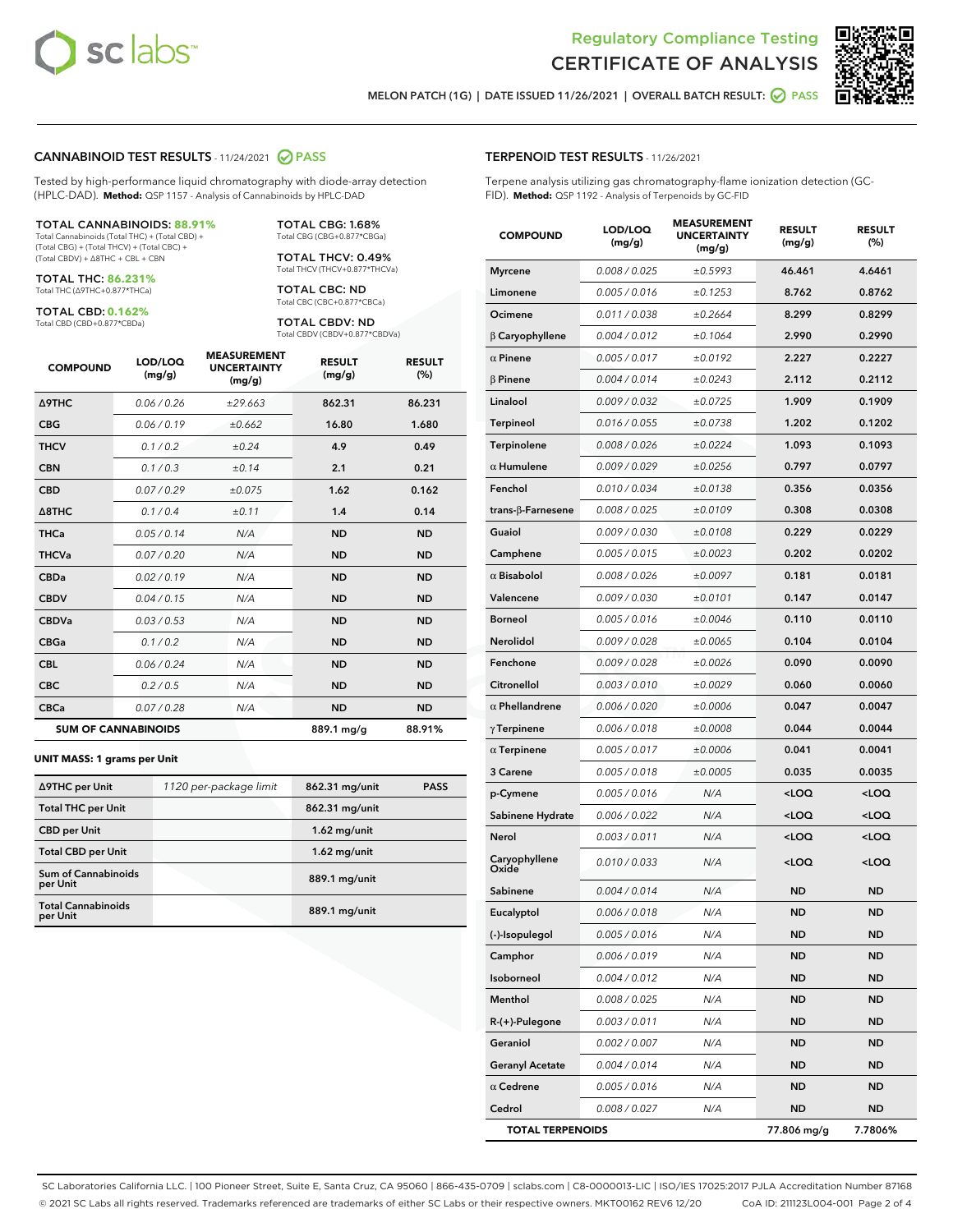# Regulatory Compliance Testing
# CERTIFICATE OF ANALYSIS

MELON PATCH (1G) | DATE ISSUED 11/26/2021 | OVERALL BATCH RESULT: PASS

## CANNABINOID TEST RESULTS - 11/24/2021 PASS

Tested by high-performance liquid chromatography with diode-array detection (HPLC-DAD). **Method:** QSP 1157 - Analysis of Cannabinoids by HPLC-DAD

**TOTAL CANNABINOIDS: 88.91%**
Total Cannabinoids (Total THC) + (Total CBD) + (Total CBG) + (Total THCV) + (Total CBC) + (Total CBDV) + Δ8THC + CBL + CBN

**TOTAL THC: 86.231%**
Total THC (Δ9THC+0.877*THCa)

**TOTAL CBD: 0.162%**
Total CBD (CBD+0.877*CBDa)

**TOTAL CBG: 1.68%**
Total CBG (CBG+0.877*CBGa)

**TOTAL THCV: 0.49%**
Total THCV (THCV+0.877*THCVa)

**TOTAL CBC: ND**
Total CBC (CBC+0.877*CBCa)

**TOTAL CBDV: ND**
Total CBDV (CBDV+0.877*CBDVa)

| COMPOUND | LOD/LOQ (mg/g) | MEASUREMENT UNCERTAINTY (mg/g) | RESULT (mg/g) | RESULT (%) |
|---|---|---|---|---|
| Δ9THC | 0.06 / 0.26 | ±29.663 | 862.31 | 86.231 |
| CBG | 0.06 / 0.19 | ±0.662 | 16.80 | 1.680 |
| THCV | 0.1 / 0.2 | ±0.24 | 4.9 | 0.49 |
| CBN | 0.1 / 0.3 | ±0.14 | 2.1 | 0.21 |
| CBD | 0.07 / 0.29 | ±0.075 | 1.62 | 0.162 |
| Δ8THC | 0.1 / 0.4 | ±0.11 | 1.4 | 0.14 |
| THCa | 0.05 / 0.14 | N/A | ND | ND |
| THCVa | 0.07 / 0.20 | N/A | ND | ND |
| CBDa | 0.02 / 0.19 | N/A | ND | ND |
| CBDV | 0.04 / 0.15 | N/A | ND | ND |
| CBDVa | 0.03 / 0.53 | N/A | ND | ND |
| CBGa | 0.1 / 0.2 | N/A | ND | ND |
| CBL | 0.06 / 0.24 | N/A | ND | ND |
| CBC | 0.2 / 0.5 | N/A | ND | ND |
| CBCa | 0.07 / 0.28 | N/A | ND | ND |
| **SUM OF CANNABINOIDS** | | | **889.1 mg/g** | **88.91%** |

**UNIT MASS: 1 grams per Unit**

| | | | |
|---|---|---|---|
| Δ9THC per Unit | 1120 per-package limit | 862.31 mg/unit | PASS |
| Total THC per Unit | | 862.31 mg/unit | |
| CBD per Unit | | 1.62 mg/unit | |
| Total CBD per Unit | | 1.62 mg/unit | |
| Sum of Cannabinoids per Unit | | 889.1 mg/unit | |
| Total Cannabinoids per Unit | | 889.1 mg/unit | |

## TERPENOID TEST RESULTS - 11/26/2021

Terpene analysis utilizing gas chromatography-flame ionization detection (GC-FID). **Method:** QSP 1192 - Analysis of Terpenoids by GC-FID

| COMPOUND | LOD/LOQ (mg/g) | MEASUREMENT UNCERTAINTY (mg/g) | RESULT (mg/g) | RESULT (%) |
|---|---|---|---|---|
| Myrcene | 0.008 / 0.025 | ±0.5993 | 46.461 | 4.6461 |
| Limonene | 0.005 / 0.016 | ±0.1253 | 8.762 | 0.8762 |
| Ocimene | 0.011 / 0.038 | ±0.2664 | 8.299 | 0.8299 |
| β Caryophyllene | 0.004 / 0.012 | ±0.1064 | 2.990 | 0.2990 |
| α Pinene | 0.005 / 0.017 | ±0.0192 | 2.227 | 0.2227 |
| β Pinene | 0.004 / 0.014 | ±0.0243 | 2.112 | 0.2112 |
| Linalool | 0.009 / 0.032 | ±0.0725 | 1.909 | 0.1909 |
| Terpineol | 0.016 / 0.055 | ±0.0738 | 1.202 | 0.1202 |
| Terpinolene | 0.008 / 0.026 | ±0.0224 | 1.093 | 0.1093 |
| α Humulene | 0.009 / 0.029 | ±0.0256 | 0.797 | 0.0797 |
| Fenchol | 0.010 / 0.034 | ±0.0138 | 0.356 | 0.0356 |
| trans-β-Farnesene | 0.008 / 0.025 | ±0.0109 | 0.308 | 0.0308 |
| Guaiol | 0.009 / 0.030 | ±0.0108 | 0.229 | 0.0229 |
| Camphene | 0.005 / 0.015 | ±0.0023 | 0.202 | 0.0202 |
| α Bisabolol | 0.008 / 0.026 | ±0.0097 | 0.181 | 0.0181 |
| Valencene | 0.009 / 0.030 | ±0.0101 | 0.147 | 0.0147 |
| Borneol | 0.005 / 0.016 | ±0.0046 | 0.110 | 0.0110 |
| Nerolidol | 0.009 / 0.028 | ±0.0065 | 0.104 | 0.0104 |
| Fenchone | 0.009 / 0.028 | ±0.0026 | 0.090 | 0.0090 |
| Citronellol | 0.003 / 0.010 | ±0.0029 | 0.060 | 0.0060 |
| α Phellandrene | 0.006 / 0.020 | ±0.0006 | 0.047 | 0.0047 |
| γ Terpinene | 0.006 / 0.018 | ±0.0008 | 0.044 | 0.0044 |
| α Terpinene | 0.005 / 0.017 | ±0.0006 | 0.041 | 0.0041 |
| 3 Carene | 0.005 / 0.018 | ±0.0005 | 0.035 | 0.0035 |
| p-Cymene | 0.005 / 0.016 | N/A | <LOQ | <LOQ |
| Sabinene Hydrate | 0.006 / 0.022 | N/A | <LOQ | <LOQ |
| Nerol | 0.003 / 0.011 | N/A | <LOQ | <LOQ |
| Caryophyllene Oxide | 0.010 / 0.033 | N/A | <LOQ | <LOQ |
| Sabinene | 0.004 / 0.014 | N/A | ND | ND |
| Eucalyptol | 0.006 / 0.018 | N/A | ND | ND |
| (-)-Isopulegol | 0.005 / 0.016 | N/A | ND | ND |
| Camphor | 0.006 / 0.019 | N/A | ND | ND |
| Isoborneol | 0.004 / 0.012 | N/A | ND | ND |
| Menthol | 0.008 / 0.025 | N/A | ND | ND |
| R-(+)-Pulegone | 0.003 / 0.011 | N/A | ND | ND |
| Geraniol | 0.002 / 0.007 | N/A | ND | ND |
| Geranyl Acetate | 0.004 / 0.014 | N/A | ND | ND |
| α Cedrene | 0.005 / 0.016 | N/A | ND | ND |
| Cedrol | 0.008 / 0.027 | N/A | ND | ND |
| **TOTAL TERPENOIDS** | | | **77.806 mg/g** | **7.7806%** |

SC Laboratories California LLC. | 100 Pioneer Street, Suite E, Santa Cruz, CA 95060 | 866-435-0709 | sclabs.com | C8-0000013-LIC | ISO/IES 17025:2017 PJLA Accreditation Number 87168
© 2021 SC Labs all rights reserved. Trademarks referenced are trademarks of either SC Labs or their respective owners. MKT00162 REV6 12/20 CoA ID: 211123L004-001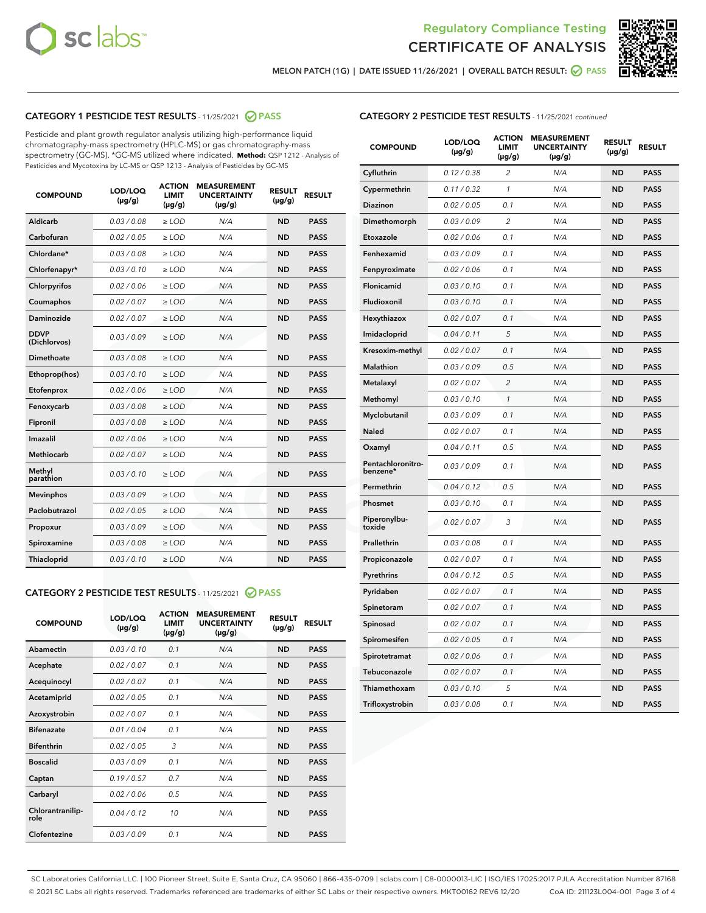Regulatory Compliance Testing

# CERTIFICATE OF ANALYSIS

MELON PATCH (1G) | DATE ISSUED 11/26/2021 | OVERALL BATCH RESULT: PASS

## CATEGORY 1 PESTICIDE TEST RESULTS - 11/25/2021 PASS

Pesticide and plant growth regulator analysis utilizing high-performance liquid chromatography-mass spectrometry (HPLC-MS) or gas chromatography-mass spectrometry (GC-MS). *GC-MS utilized where indicated. **Method:** QSP 1212 - Analysis of Pesticides and Mycotoxins by LC-MS or QSP 1213 - Analysis of Pesticides by GC-MS

| COMPOUND | LOD/LOQ (µg/g) | ACTION LIMIT (µg/g) | MEASUREMENT UNCERTAINTY (µg/g) | RESULT (µg/g) | RESULT |
|---|---|---|---|---|---|
| Aldicarb | 0.03 / 0.08 | ≥ LOD | N/A | ND | PASS |
| Carbofuran | 0.02 / 0.05 | ≥ LOD | N/A | ND | PASS |
| Chlordane* | 0.03 / 0.08 | ≥ LOD | N/A | ND | PASS |
| Chlorfenapyr* | 0.03 / 0.10 | ≥ LOD | N/A | ND | PASS |
| Chlorpyrifos | 0.02 / 0.06 | ≥ LOD | N/A | ND | PASS |
| Coumaphos | 0.02 / 0.07 | ≥ LOD | N/A | ND | PASS |
| Daminozide | 0.02 / 0.07 | ≥ LOD | N/A | ND | PASS |
| DDVP (Dichlorvos) | 0.03 / 0.09 | ≥ LOD | N/A | ND | PASS |
| Dimethoate | 0.03 / 0.08 | ≥ LOD | N/A | ND | PASS |
| Ethoprop(hos) | 0.03 / 0.10 | ≥ LOD | N/A | ND | PASS |
| Etofenprox | 0.02 / 0.06 | ≥ LOD | N/A | ND | PASS |
| Fenoxycarb | 0.03 / 0.08 | ≥ LOD | N/A | ND | PASS |
| Fipronil | 0.03 / 0.08 | ≥ LOD | N/A | ND | PASS |
| Imazalil | 0.02 / 0.06 | ≥ LOD | N/A | ND | PASS |
| Methiocarb | 0.02 / 0.07 | ≥ LOD | N/A | ND | PASS |
| Methyl parathion | 0.03 / 0.10 | ≥ LOD | N/A | ND | PASS |
| Mevinphos | 0.03 / 0.09 | ≥ LOD | N/A | ND | PASS |
| Paclobutrazol | 0.02 / 0.05 | ≥ LOD | N/A | ND | PASS |
| Propoxur | 0.03 / 0.09 | ≥ LOD | N/A | ND | PASS |
| Spiroxamine | 0.03 / 0.08 | ≥ LOD | N/A | ND | PASS |
| Thiacloprid | 0.03 / 0.10 | ≥ LOD | N/A | ND | PASS |

## CATEGORY 2 PESTICIDE TEST RESULTS - 11/25/2021 PASS

| COMPOUND | LOD/LOQ (µg/g) | ACTION LIMIT (µg/g) | MEASUREMENT UNCERTAINTY (µg/g) | RESULT (µg/g) | RESULT |
|---|---|---|---|---|---|
| Abamectin | 0.03 / 0.10 | 0.1 | N/A | ND | PASS |
| Acephate | 0.02 / 0.07 | 0.1 | N/A | ND | PASS |
| Acequinocyl | 0.02 / 0.07 | 0.1 | N/A | ND | PASS |
| Acetamiprid | 0.02 / 0.05 | 0.1 | N/A | ND | PASS |
| Azoxystrobin | 0.02 / 0.07 | 0.1 | N/A | ND | PASS |
| Bifenazate | 0.01 / 0.04 | 0.1 | N/A | ND | PASS |
| Bifenthrin | 0.02 / 0.05 | 3 | N/A | ND | PASS |
| Boscalid | 0.03 / 0.09 | 0.1 | N/A | ND | PASS |
| Captan | 0.19 / 0.57 | 0.7 | N/A | ND | PASS |
| Carbaryl | 0.02 / 0.06 | 0.5 | N/A | ND | PASS |
| Chlorantraniliprole | 0.04 / 0.12 | 10 | N/A | ND | PASS |
| Clofentezine | 0.03 / 0.09 | 0.1 | N/A | ND | PASS |
| Cyfluthrin | 0.12 / 0.38 | 2 | N/A | ND | PASS |
| Cypermethrin | 0.11 / 0.32 | 1 | N/A | ND | PASS |
| Diazinon | 0.02 / 0.05 | 0.1 | N/A | ND | PASS |
| Dimethomorph | 0.03 / 0.09 | 2 | N/A | ND | PASS |
| Etoxazole | 0.02 / 0.06 | 0.1 | N/A | ND | PASS |
| Fenhexamid | 0.03 / 0.09 | 0.1 | N/A | ND | PASS |
| Fenpyroximate | 0.02 / 0.06 | 0.1 | N/A | ND | PASS |
| Flonicamid | 0.03 / 0.10 | 0.1 | N/A | ND | PASS |
| Fludioxonil | 0.03 / 0.10 | 0.1 | N/A | ND | PASS |
| Hexythiazox | 0.02 / 0.07 | 0.1 | N/A | ND | PASS |
| Imidacloprid | 0.04 / 0.11 | 5 | N/A | ND | PASS |
| Kresoxim-methyl | 0.02 / 0.07 | 0.1 | N/A | ND | PASS |
| Malathion | 0.03 / 0.09 | 0.5 | N/A | ND | PASS |
| Metalaxyl | 0.02 / 0.07 | 2 | N/A | ND | PASS |
| Methomyl | 0.03 / 0.10 | 1 | N/A | ND | PASS |
| Myclobutanil | 0.03 / 0.09 | 0.1 | N/A | ND | PASS |
| Naled | 0.02 / 0.07 | 0.1 | N/A | ND | PASS |
| Oxamyl | 0.04 / 0.11 | 0.5 | N/A | ND | PASS |
| Pentachloronitrobenzene* | 0.03 / 0.09 | 0.1 | N/A | ND | PASS |
| Permethrin | 0.04 / 0.12 | 0.5 | N/A | ND | PASS |
| Phosmet | 0.03 / 0.10 | 0.1 | N/A | ND | PASS |
| Piperonylbutoxide | 0.02 / 0.07 | 3 | N/A | ND | PASS |
| Prallethrin | 0.03 / 0.08 | 0.1 | N/A | ND | PASS |
| Propiconazole | 0.02 / 0.07 | 0.1 | N/A | ND | PASS |
| Pyrethrins | 0.04 / 0.12 | 0.5 | N/A | ND | PASS |
| Pyridaben | 0.02 / 0.07 | 0.1 | N/A | ND | PASS |
| Spinetoram | 0.02 / 0.07 | 0.1 | N/A | ND | PASS |
| Spinosad | 0.02 / 0.07 | 0.1 | N/A | ND | PASS |
| Spiromesifen | 0.02 / 0.05 | 0.1 | N/A | ND | PASS |
| Spirotetramat | 0.02 / 0.06 | 0.1 | N/A | ND | PASS |
| Tebuconazole | 0.02 / 0.07 | 0.1 | N/A | ND | PASS |
| Thiamethoxam | 0.03 / 0.10 | 5 | N/A | ND | PASS |
| Trifloxystrobin | 0.03 / 0.08 | 0.1 | N/A | ND | PASS |

SC Laboratories California LLC. | 100 Pioneer Street, Suite E, Santa Cruz, CA 95060 | 866-435-0709 | sclabs.com | C8-0000013-LIC | ISO/IES 17025:2017 PJLA Accreditation Number 87168
© 2021 SC Labs all rights reserved. Trademarks referenced are trademarks of either SC Labs or their respective owners. MKT00162 REV6 12/20 CoA ID: 211123L004-001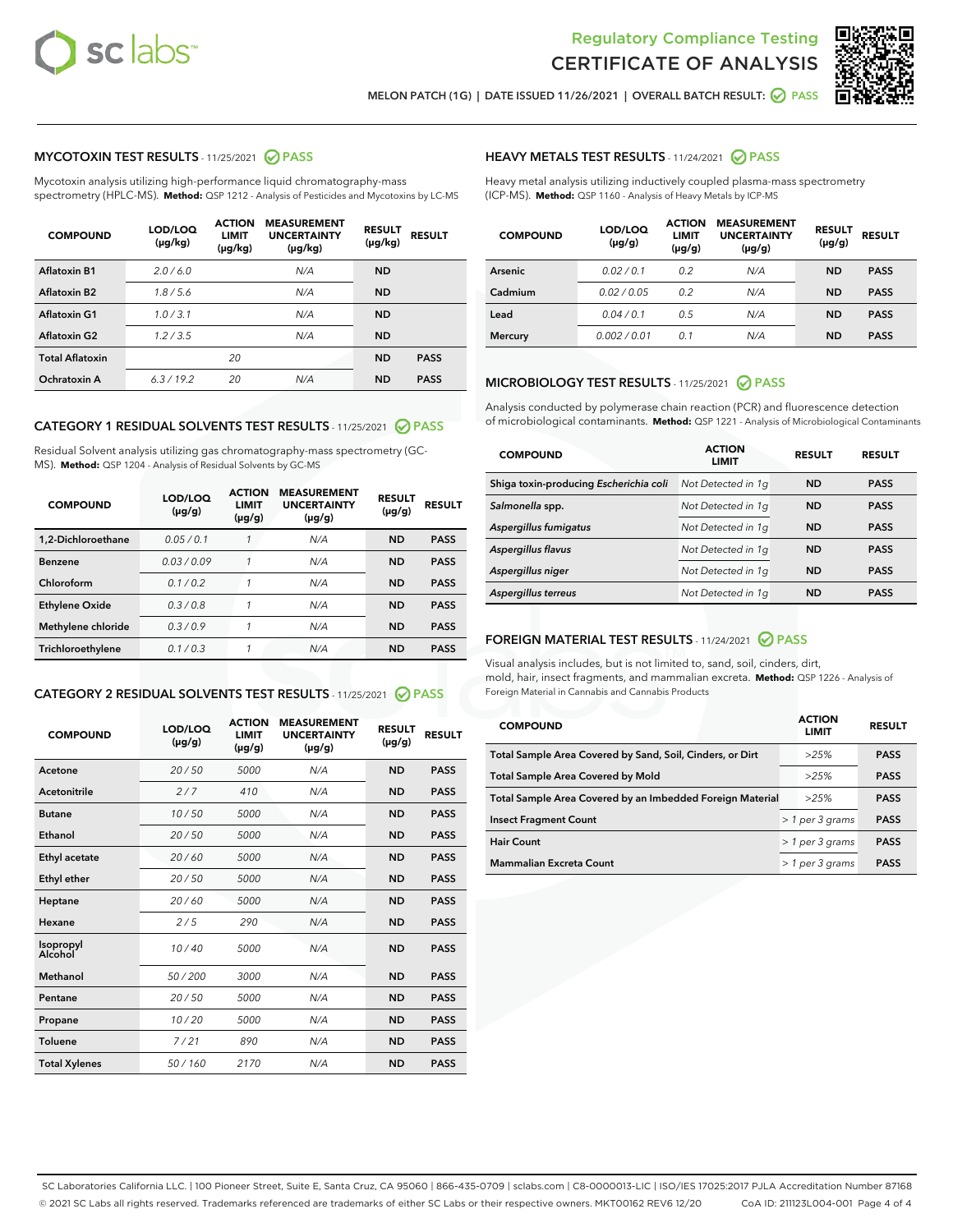Regulatory Compliance Testing

# CERTIFICATE OF ANALYSIS

MELON PATCH (1G) | DATE ISSUED 11/26/2021 | OVERALL BATCH RESULT: PASS

## MYCOTOXIN TEST RESULTS - 11/25/2021 PASS

Mycotoxin analysis utilizing high-performance liquid chromatography-mass spectrometry (HPLC-MS). **Method:** QSP 1212 - Analysis of Pesticides and Mycotoxins by LC-MS

| COMPOUND | LOD/LOQ (µg/kg) | ACTION LIMIT (µg/kg) | MEASUREMENT UNCERTAINTY (µg/kg) | RESULT (µg/kg) | RESULT |
|---|---|---|---|---|---|
| Aflatoxin B1 | 2.0 / 6.0 | | N/A | ND | |
| Aflatoxin B2 | 1.8 / 5.6 | | N/A | ND | |
| Aflatoxin G1 | 1.0 / 3.1 | | N/A | ND | |
| Aflatoxin G2 | 1.2 / 3.5 | | N/A | ND | |
| Total Aflatoxin | | 20 | | ND | PASS |
| Ochratoxin A | 6.3 / 19.2 | 20 | N/A | ND | PASS |

## CATEGORY 1 RESIDUAL SOLVENTS TEST RESULTS - 11/25/2021 PASS

Residual Solvent analysis utilizing gas chromatography-mass spectrometry (GC-MS). **Method:** QSP 1204 - Analysis of Residual Solvents by GC-MS

| COMPOUND | LOD/LOQ (µg/g) | ACTION LIMIT (µg/g) | MEASUREMENT UNCERTAINTY (µg/g) | RESULT (µg/g) | RESULT |
|---|---|---|---|---|---|
| 1,2-Dichloroethane | 0.05 / 0.1 | 1 | N/A | ND | PASS |
| Benzene | 0.03 / 0.09 | 1 | N/A | ND | PASS |
| Chloroform | 0.1 / 0.2 | 1 | N/A | ND | PASS |
| Ethylene Oxide | 0.3 / 0.8 | 1 | N/A | ND | PASS |
| Methylene chloride | 0.3 / 0.9 | 1 | N/A | ND | PASS |
| Trichloroethylene | 0.1 / 0.3 | 1 | N/A | ND | PASS |

## CATEGORY 2 RESIDUAL SOLVENTS TEST RESULTS - 11/25/2021 PASS

| COMPOUND | LOD/LOQ (µg/g) | ACTION LIMIT (µg/g) | MEASUREMENT UNCERTAINTY (µg/g) | RESULT (µg/g) | RESULT |
|---|---|---|---|---|---|
| Acetone | 20 / 50 | 5000 | N/A | ND | PASS |
| Acetonitrile | 2 / 7 | 410 | N/A | ND | PASS |
| Butane | 10 / 50 | 5000 | N/A | ND | PASS |
| Ethanol | 20 / 50 | 5000 | N/A | ND | PASS |
| Ethyl acetate | 20 / 60 | 5000 | N/A | ND | PASS |
| Ethyl ether | 20 / 50 | 5000 | N/A | ND | PASS |
| Heptane | 20 / 60 | 5000 | N/A | ND | PASS |
| Hexane | 2 / 5 | 290 | N/A | ND | PASS |
| Isopropyl Alcohol | 10 / 40 | 5000 | N/A | ND | PASS |
| Methanol | 50 / 200 | 3000 | N/A | ND | PASS |
| Pentane | 20 / 50 | 5000 | N/A | ND | PASS |
| Propane | 10 / 20 | 5000 | N/A | ND | PASS |
| Toluene | 7 / 21 | 890 | N/A | ND | PASS |
| Total Xylenes | 50 / 160 | 2170 | N/A | ND | PASS |

## HEAVY METALS TEST RESULTS - 11/24/2021 PASS

Heavy metal analysis utilizing inductively coupled plasma-mass spectrometry (ICP-MS). **Method:** QSP 1160 - Analysis of Heavy Metals by ICP-MS

| COMPOUND | LOD/LOQ (µg/g) | ACTION LIMIT (µg/g) | MEASUREMENT UNCERTAINTY (µg/g) | RESULT (µg/g) | RESULT |
|---|---|---|---|---|---|
| Arsenic | 0.02 / 0.1 | 0.2 | N/A | ND | PASS |
| Cadmium | 0.02 / 0.05 | 0.2 | N/A | ND | PASS |
| Lead | 0.04 / 0.1 | 0.5 | N/A | ND | PASS |
| Mercury | 0.002 / 0.01 | 0.1 | N/A | ND | PASS |

## MICROBIOLOGY TEST RESULTS - 11/25/2021 PASS

Analysis conducted by polymerase chain reaction (PCR) and fluorescence detection of microbiological contaminants. **Method:** QSP 1221 - Analysis of Microbiological Contaminants

| COMPOUND | ACTION LIMIT | RESULT | RESULT |
|---|---|---|---|
| Shiga toxin-producing *Escherichia coli* | Not Detected in 1g | ND | PASS |
| *Salmonella* spp. | Not Detected in 1g | ND | PASS |
| *Aspergillus fumigatus* | Not Detected in 1g | ND | PASS |
| *Aspergillus flavus* | Not Detected in 1g | ND | PASS |
| *Aspergillus niger* | Not Detected in 1g | ND | PASS |
| *Aspergillus terreus* | Not Detected in 1g | ND | PASS |

## FOREIGN MATERIAL TEST RESULTS - 11/24/2021 PASS

Visual analysis includes, but is not limited to, sand, soil, cinders, dirt, mold, hair, insect fragments, and mammalian excreta. **Method:** QSP 1226 - Analysis of Foreign Material in Cannabis and Cannabis Products

| COMPOUND | ACTION LIMIT | RESULT |
|---|---|---|
| Total Sample Area Covered by Sand, Soil, Cinders, or Dirt | >25% | PASS |
| Total Sample Area Covered by Mold | >25% | PASS |
| Total Sample Area Covered by an Imbedded Foreign Material | >25% | PASS |
| Insect Fragment Count | > 1 per 3 grams | PASS |
| Hair Count | > 1 per 3 grams | PASS |
| Mammalian Excreta Count | > 1 per 3 grams | PASS |

SC Laboratories California LLC. | 100 Pioneer Street, Suite E, Santa Cruz, CA 95060 | 866-435-0709 | sclabs.com | C8-0000013-LIC | ISO/IES 17025:2017 PJLA Accreditation Number 87168
© 2021 SC Labs all rights reserved. Trademarks referenced are trademarks of either SC Labs or their respective owners. MKT00162 REV6 12/20 CoA ID: 211123L004-001